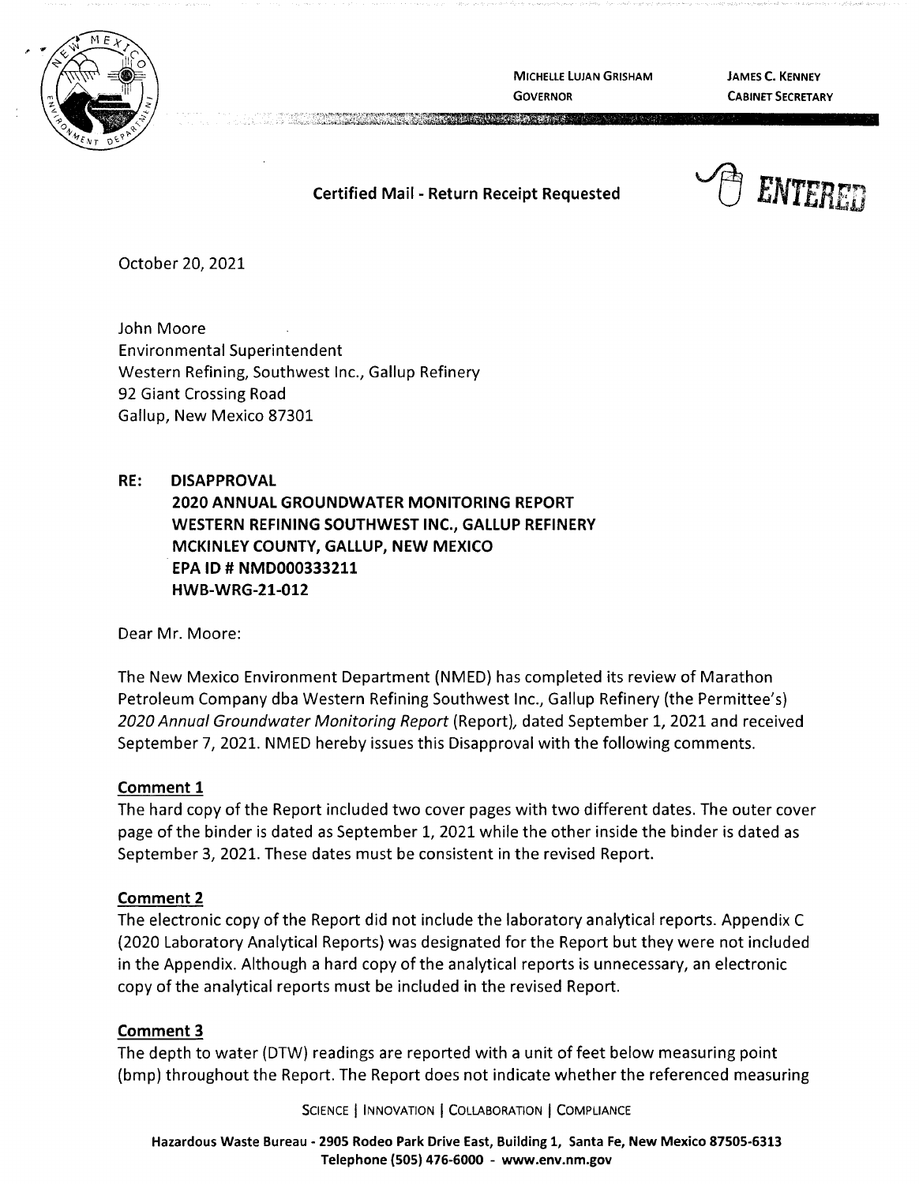MICHELLE LUJAN GRISHAM
GOVERNOR

JAMES C. KENNEY
CABINET SECRETARY

**Certified Mail - Return Receipt Requested**

ENTERED

October 20, 2021

John Moore
Environmental Superintendent
Western Refining, Southwest Inc., Gallup Refinery
92 Giant Crossing Road
Gallup, New Mexico 87301

**RE: DISAPPROVAL**
**2020 ANNUAL GROUNDWATER MONITORING REPORT**
**WESTERN REFINING SOUTHWEST INC., GALLUP REFINERY**
**MCKINLEY COUNTY, GALLUP, NEW MEXICO**
**EPA ID # NMD000333211**
**HWB-WRG-21-012**

Dear Mr. Moore:

The New Mexico Environment Department (NMED) has completed its review of Marathon Petroleum Company dba Western Refining Southwest Inc., Gallup Refinery (the Permittee's) *2020 Annual Groundwater Monitoring Report* (Report), dated September 1, 2021 and received September 7, 2021. NMED hereby issues this Disapproval with the following comments.

**Comment 1**

The hard copy of the Report included two cover pages with two different dates. The outer cover page of the binder is dated as September 1, 2021 while the other inside the binder is dated as September 3, 2021. These dates must be consistent in the revised Report.

**Comment 2**

The electronic copy of the Report did not include the laboratory analytical reports. Appendix C (2020 Laboratory Analytical Reports) was designated for the Report but they were not included in the Appendix. Although a hard copy of the analytical reports is unnecessary, an electronic copy of the analytical reports must be included in the revised Report.

**Comment 3**

The depth to water (DTW) readings are reported with a unit of feet below measuring point (bmp) throughout the Report. The Report does not indicate whether the referenced measuring

SCIENCE | INNOVATION | COLLABORATION | COMPLIANCE

Hazardous Waste Bureau - 2905 Rodeo Park Drive East, Building 1, Santa Fe, New Mexico 87505-6313
Telephone (505) 476-6000 - www.env.nm.gov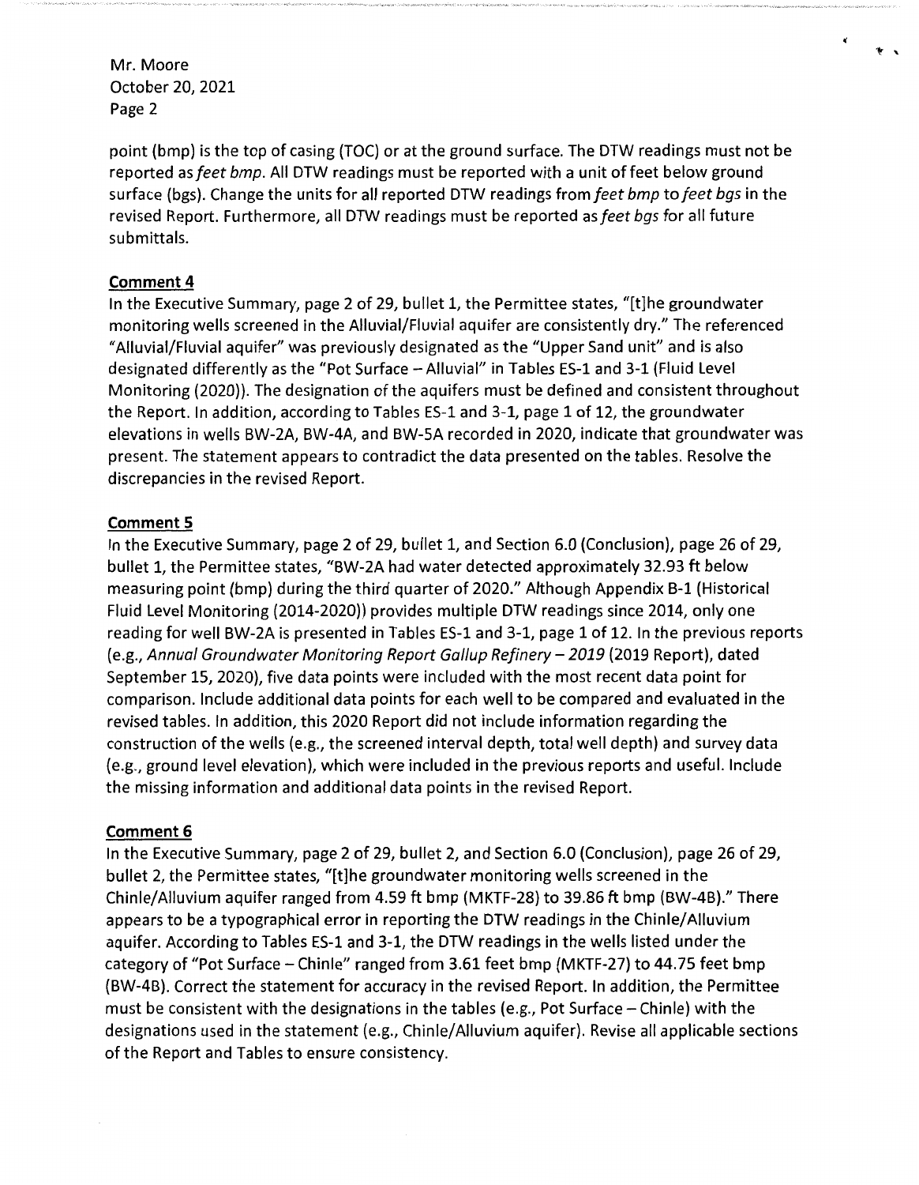point (bmp) is the top of casing (TOC) or at the ground surface. The DTW readings must not be reported as *feet bmp*. All DTW readings must be reported with a unit of feet below ground surface (bgs). Change the units for all reported DTW readings from *feet bmp* to *feet bgs* in the revised Report. Furthermore, all DTW readings must be reported as *feet bgs* for all future submittals.

**Comment 4**

In the Executive Summary, page 2 of 29, bullet 1, the Permittee states, "[t]he groundwater monitoring wells screened in the Alluvial/Fluvial aquifer are consistently dry." The referenced "Alluvial/Fluvial aquifer" was previously designated as the "Upper Sand unit" and is also designated differently as the "Pot Surface – Alluvial" in Tables ES-1 and 3-1 (Fluid Level Monitoring (2020)). The designation of the aquifers must be defined and consistent throughout the Report. In addition, according to Tables ES-1 and 3-1, page 1 of 12, the groundwater elevations in wells BW-2A, BW-4A, and BW-5A recorded in 2020, indicate that groundwater was present. The statement appears to contradict the data presented on the tables. Resolve the discrepancies in the revised Report.

**Comment 5**

In the Executive Summary, page 2 of 29, bullet 1, and Section 6.0 (Conclusion), page 26 of 29, bullet 1, the Permittee states, "BW-2A had water detected approximately 32.93 ft below measuring point (bmp) during the third quarter of 2020." Although Appendix B-1 (Historical Fluid Level Monitoring (2014-2020)) provides multiple DTW readings since 2014, only one reading for well BW-2A is presented in Tables ES-1 and 3-1, page 1 of 12. In the previous reports (e.g., *Annual Groundwater Monitoring Report Gallup Refinery – 2019* (2019 Report), dated September 15, 2020), five data points were included with the most recent data point for comparison. Include additional data points for each well to be compared and evaluated in the revised tables. In addition, this 2020 Report did not include information regarding the construction of the wells (e.g., the screened interval depth, total well depth) and survey data (e.g., ground level elevation), which were included in the previous reports and useful. Include the missing information and additional data points in the revised Report.

**Comment 6**

In the Executive Summary, page 2 of 29, bullet 2, and Section 6.0 (Conclusion), page 26 of 29, bullet 2, the Permittee states, "[t]he groundwater monitoring wells screened in the Chinle/Alluvium aquifer ranged from 4.59 ft bmp (MKTF-28) to 39.86 ft bmp (BW-4B)." There appears to be a typographical error in reporting the DTW readings in the Chinle/Alluvium aquifer. According to Tables ES-1 and 3-1, the DTW readings in the wells listed under the category of "Pot Surface – Chinle" ranged from 3.61 feet bmp (MKTF-27) to 44.75 feet bmp (BW-4B). Correct the statement for accuracy in the revised Report. In addition, the Permittee must be consistent with the designations in the tables (e.g., Pot Surface – Chinle) with the designations used in the statement (e.g., Chinle/Alluvium aquifer). Revise all applicable sections of the Report and Tables to ensure consistency.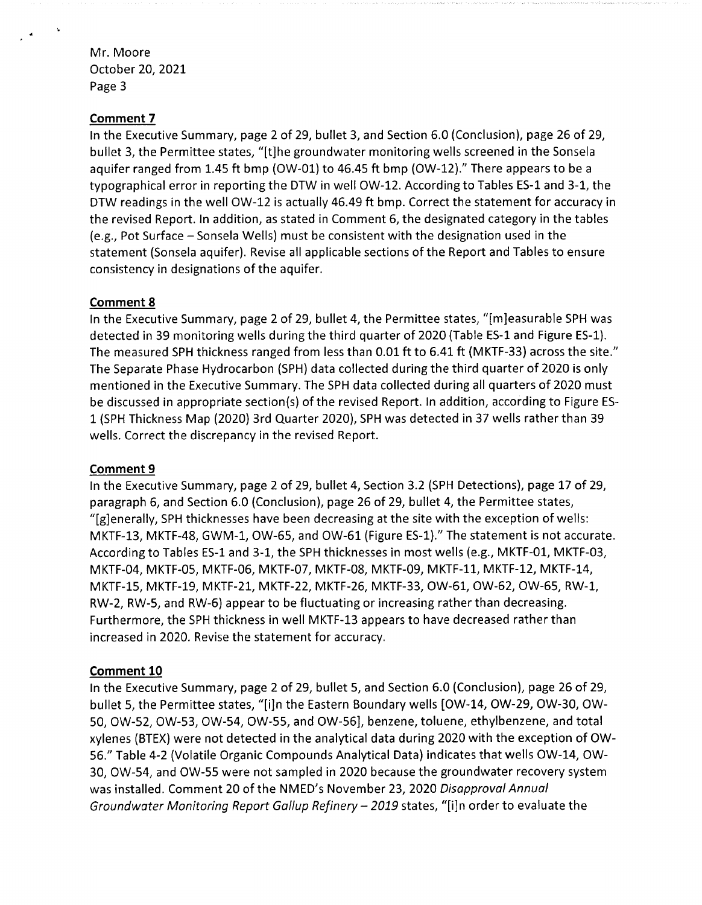Mr. Moore
October 20, 2021
Page 3

**Comment 7**

In the Executive Summary, page 2 of 29, bullet 3, and Section 6.0 (Conclusion), page 26 of 29, bullet 3, the Permittee states, "[t]he groundwater monitoring wells screened in the Sonsela aquifer ranged from 1.45 ft bmp (OW-01) to 46.45 ft bmp (OW-12)." There appears to be a typographical error in reporting the DTW in well OW-12. According to Tables ES-1 and 3-1, the DTW readings in the well OW-12 is actually 46.49 ft bmp. Correct the statement for accuracy in the revised Report. In addition, as stated in Comment 6, the designated category in the tables (e.g., Pot Surface – Sonsela Wells) must be consistent with the designation used in the statement (Sonsela aquifer). Revise all applicable sections of the Report and Tables to ensure consistency in designations of the aquifer.

**Comment 8**

In the Executive Summary, page 2 of 29, bullet 4, the Permittee states, "[m]easurable SPH was detected in 39 monitoring wells during the third quarter of 2020 (Table ES-1 and Figure ES-1). The measured SPH thickness ranged from less than 0.01 ft to 6.41 ft (MKTF-33) across the site." The Separate Phase Hydrocarbon (SPH) data collected during the third quarter of 2020 is only mentioned in the Executive Summary. The SPH data collected during all quarters of 2020 must be discussed in appropriate section(s) of the revised Report. In addition, according to Figure ES-1 (SPH Thickness Map (2020) 3rd Quarter 2020), SPH was detected in 37 wells rather than 39 wells. Correct the discrepancy in the revised Report.

**Comment 9**

In the Executive Summary, page 2 of 29, bullet 4, Section 3.2 (SPH Detections), page 17 of 29, paragraph 6, and Section 6.0 (Conclusion), page 26 of 29, bullet 4, the Permittee states, "[g]enerally, SPH thicknesses have been decreasing at the site with the exception of wells: MKTF-13, MKTF-48, GWM-1, OW-65, and OW-61 (Figure ES-1)." The statement is not accurate. According to Tables ES-1 and 3-1, the SPH thicknesses in most wells (e.g., MKTF-01, MKTF-03, MKTF-04, MKTF-05, MKTF-06, MKTF-07, MKTF-08, MKTF-09, MKTF-11, MKTF-12, MKTF-14, MKTF-15, MKTF-19, MKTF-21, MKTF-22, MKTF-26, MKTF-33, OW-61, OW-62, OW-65, RW-1, RW-2, RW-5, and RW-6) appear to be fluctuating or increasing rather than decreasing. Furthermore, the SPH thickness in well MKTF-13 appears to have decreased rather than increased in 2020. Revise the statement for accuracy.

**Comment 10**

In the Executive Summary, page 2 of 29, bullet 5, and Section 6.0 (Conclusion), page 26 of 29, bullet 5, the Permittee states, "[i]n the Eastern Boundary wells [OW-14, OW-29, OW-30, OW-50, OW-52, OW-53, OW-54, OW-55, and OW-56], benzene, toluene, ethylbenzene, and total xylenes (BTEX) were not detected in the analytical data during 2020 with the exception of OW-56." Table 4-2 (Volatile Organic Compounds Analytical Data) indicates that wells OW-14, OW-30, OW-54, and OW-55 were not sampled in 2020 because the groundwater recovery system was installed. Comment 20 of the NMED's November 23, 2020 *Disapproval Annual Groundwater Monitoring Report Gallup Refinery – 2019* states, "[i]n order to evaluate the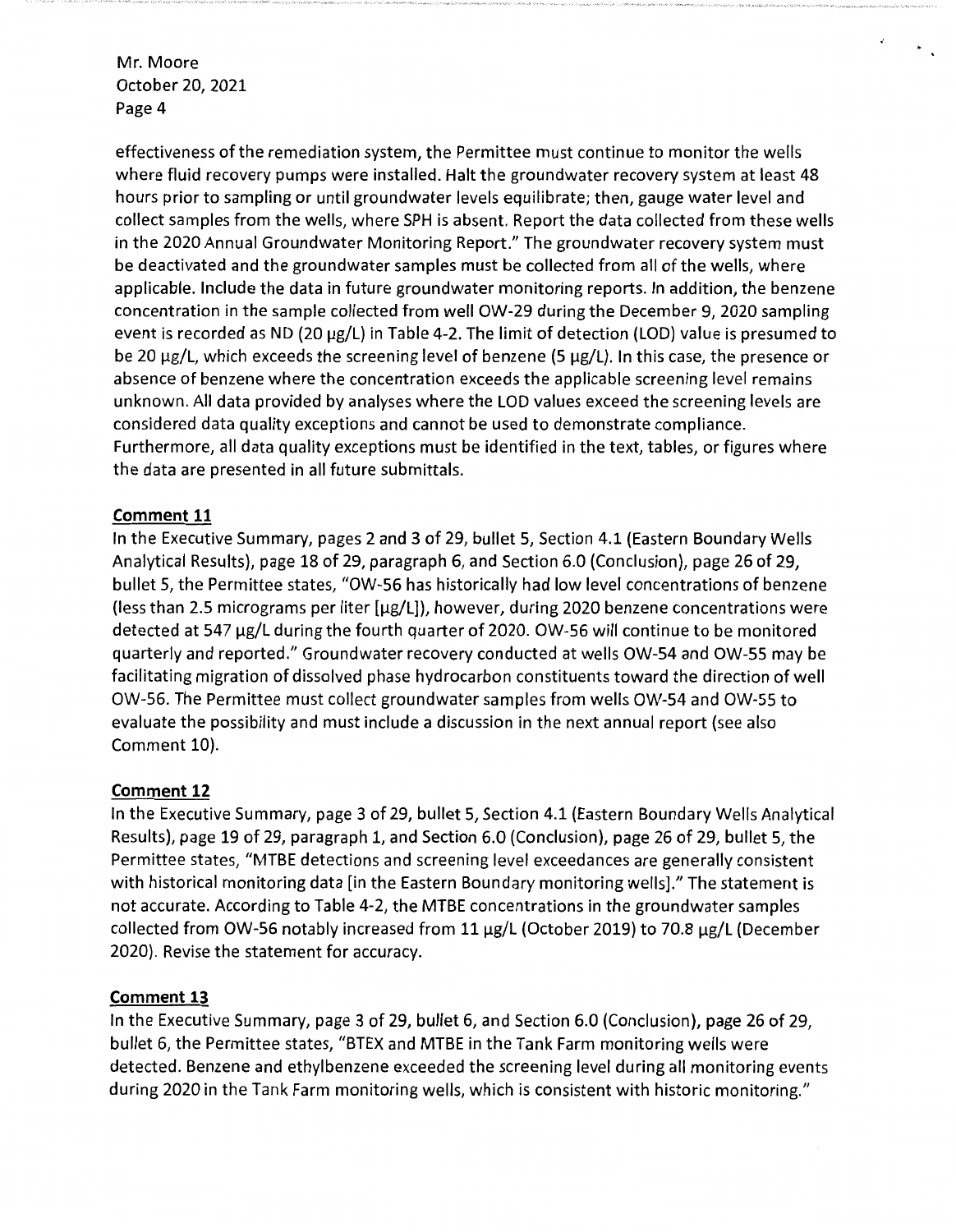effectiveness of the remediation system, the Permittee must continue to monitor the wells where fluid recovery pumps were installed. Halt the groundwater recovery system at least 48 hours prior to sampling or until groundwater levels equilibrate; then, gauge water level and collect samples from the wells, where SPH is absent. Report the data collected from these wells in the 2020 Annual Groundwater Monitoring Report." The groundwater recovery system must be deactivated and the groundwater samples must be collected from all of the wells, where applicable. Include the data in future groundwater monitoring reports. In addition, the benzene concentration in the sample collected from well OW-29 during the December 9, 2020 sampling event is recorded as ND (20 µg/L) in Table 4-2. The limit of detection (LOD) value is presumed to be 20 µg/L, which exceeds the screening level of benzene (5 µg/L). In this case, the presence or absence of benzene where the concentration exceeds the applicable screening level remains unknown. All data provided by analyses where the LOD values exceed the screening levels are considered data quality exceptions and cannot be used to demonstrate compliance. Furthermore, all data quality exceptions must be identified in the text, tables, or figures where the data are presented in all future submittals.

**Comment 11**

In the Executive Summary, pages 2 and 3 of 29, bullet 5, Section 4.1 (Eastern Boundary Wells Analytical Results), page 18 of 29, paragraph 6, and Section 6.0 (Conclusion), page 26 of 29, bullet 5, the Permittee states, "OW-56 has historically had low level concentrations of benzene (less than 2.5 micrograms per liter [µg/L]), however, during 2020 benzene concentrations were detected at 547 µg/L during the fourth quarter of 2020. OW-56 will continue to be monitored quarterly and reported." Groundwater recovery conducted at wells OW-54 and OW-55 may be facilitating migration of dissolved phase hydrocarbon constituents toward the direction of well OW-56. The Permittee must collect groundwater samples from wells OW-54 and OW-55 to evaluate the possibility and must include a discussion in the next annual report (see also Comment 10).

**Comment 12**

In the Executive Summary, page 3 of 29, bullet 5, Section 4.1 (Eastern Boundary Wells Analytical Results), page 19 of 29, paragraph 1, and Section 6.0 (Conclusion), page 26 of 29, bullet 5, the Permittee states, "MTBE detections and screening level exceedances are generally consistent with historical monitoring data [in the Eastern Boundary monitoring wells]." The statement is not accurate. According to Table 4-2, the MTBE concentrations in the groundwater samples collected from OW-56 notably increased from 11 µg/L (October 2019) to 70.8 µg/L (December 2020). Revise the statement for accuracy.

**Comment 13**

In the Executive Summary, page 3 of 29, bullet 6, and Section 6.0 (Conclusion), page 26 of 29, bullet 6, the Permittee states, "BTEX and MTBE in the Tank Farm monitoring wells were detected. Benzene and ethylbenzene exceeded the screening level during all monitoring events during 2020 in the Tank Farm monitoring wells, which is consistent with historic monitoring."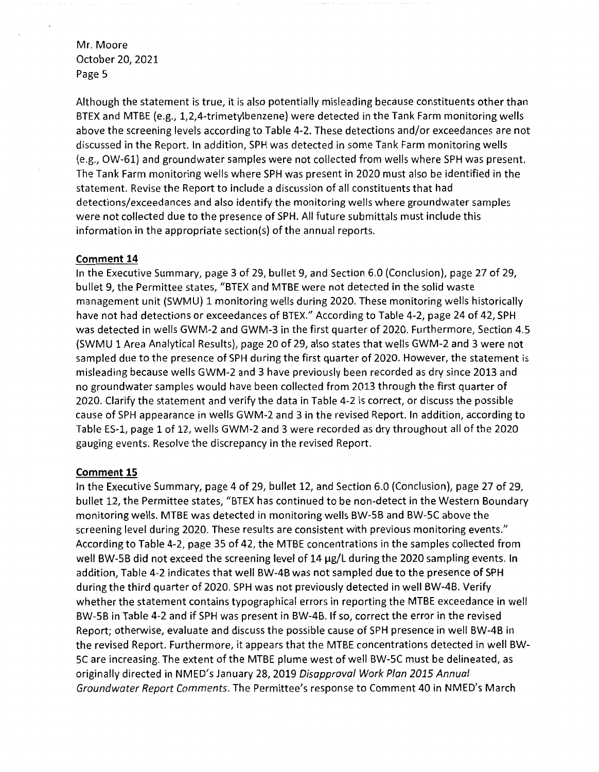Mr. Moore
October 20, 2021
Page 5

Although the statement is true, it is also potentially misleading because constituents other than BTEX and MTBE (e.g., 1,2,4-trimetylbenzene) were detected in the Tank Farm monitoring wells above the screening levels according to Table 4-2. These detections and/or exceedances are not discussed in the Report. In addition, SPH was detected in some Tank Farm monitoring wells (e.g., OW-61) and groundwater samples were not collected from wells where SPH was present. The Tank Farm monitoring wells where SPH was present in 2020 must also be identified in the statement. Revise the Report to include a discussion of all constituents that had detections/exceedances and also identify the monitoring wells where groundwater samples were not collected due to the presence of SPH. All future submittals must include this information in the appropriate section(s) of the annual reports.

**Comment 14**

In the Executive Summary, page 3 of 29, bullet 9, and Section 6.0 (Conclusion), page 27 of 29, bullet 9, the Permittee states, "BTEX and MTBE were not detected in the solid waste management unit (SWMU) 1 monitoring wells during 2020. These monitoring wells historically have not had detections or exceedances of BTEX." According to Table 4-2, page 24 of 42, SPH was detected in wells GWM-2 and GWM-3 in the first quarter of 2020. Furthermore, Section 4.5 (SWMU 1 Area Analytical Results), page 20 of 29, also states that wells GWM-2 and 3 were not sampled due to the presence of SPH during the first quarter of 2020. However, the statement is misleading because wells GWM-2 and 3 have previously been recorded as dry since 2013 and no groundwater samples would have been collected from 2013 through the first quarter of 2020. Clarify the statement and verify the data in Table 4-2 is correct, or discuss the possible cause of SPH appearance in wells GWM-2 and 3 in the revised Report. In addition, according to Table ES-1, page 1 of 12, wells GWM-2 and 3 were recorded as dry throughout all of the 2020 gauging events. Resolve the discrepancy in the revised Report.

**Comment 15**

In the Executive Summary, page 4 of 29, bullet 12, and Section 6.0 (Conclusion), page 27 of 29, bullet 12, the Permittee states, "BTEX has continued to be non-detect in the Western Boundary monitoring wells. MTBE was detected in monitoring wells BW-5B and BW-5C above the screening level during 2020. These results are consistent with previous monitoring events." According to Table 4-2, page 35 of 42, the MTBE concentrations in the samples collected from well BW-5B did not exceed the screening level of 14 μg/L during the 2020 sampling events. In addition, Table 4-2 indicates that well BW-4B was not sampled due to the presence of SPH during the third quarter of 2020. SPH was not previously detected in well BW-4B. Verify whether the statement contains typographical errors in reporting the MTBE exceedance in well BW-5B in Table 4-2 and if SPH was present in BW-4B. If so, correct the error in the revised Report; otherwise, evaluate and discuss the possible cause of SPH presence in well BW-4B in the revised Report. Furthermore, it appears that the MTBE concentrations detected in well BW-5C are increasing. The extent of the MTBE plume west of well BW-5C must be delineated, as originally directed in NMED's January 28, 2019 *Disapproval Work Plan 2015 Annual Groundwater Report Comments*. The Permittee's response to Comment 40 in NMED's March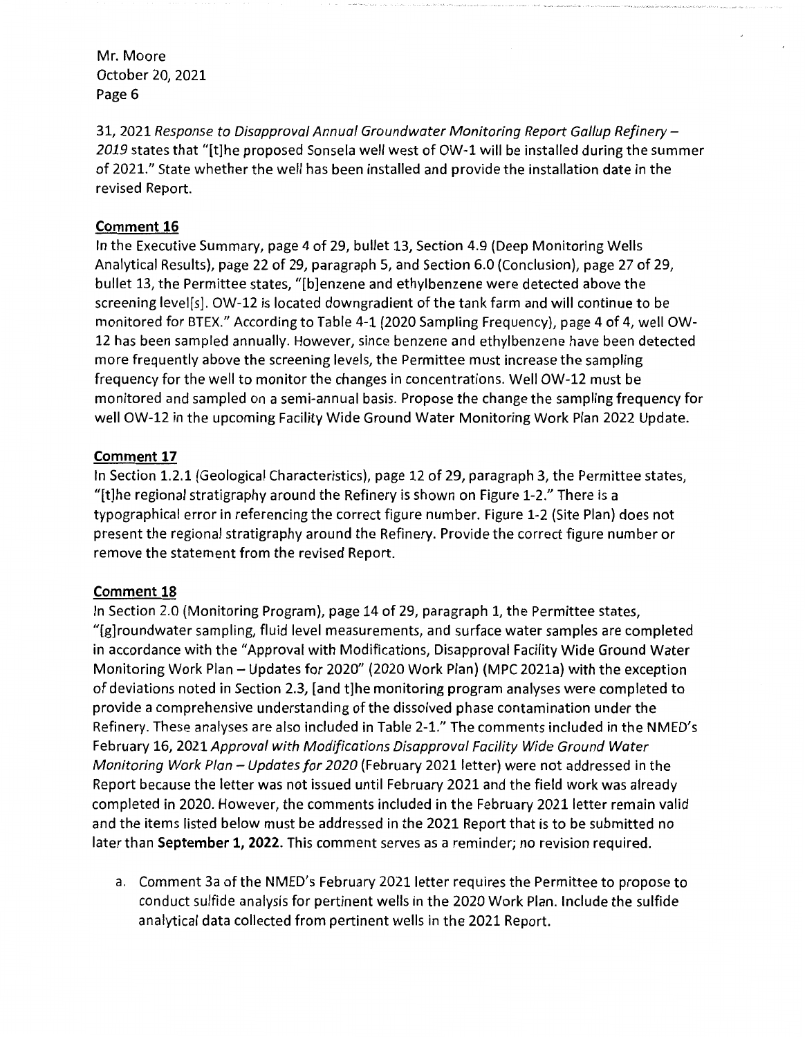31, 2021 *Response to Disapproval Annual Groundwater Monitoring Report Gallup Refinery – 2019* states that "[t]he proposed Sonsela well west of OW-1 will be installed during the summer of 2021." State whether the well has been installed and provide the installation date in the revised Report.

## Comment 16

In the Executive Summary, page 4 of 29, bullet 13, Section 4.9 (Deep Monitoring Wells Analytical Results), page 22 of 29, paragraph 5, and Section 6.0 (Conclusion), page 27 of 29, bullet 13, the Permittee states, "[b]enzene and ethylbenzene were detected above the screening level[s]. OW-12 is located downgradient of the tank farm and will continue to be monitored for BTEX." According to Table 4-1 (2020 Sampling Frequency), page 4 of 4, well OW-12 has been sampled annually. However, since benzene and ethylbenzene have been detected more frequently above the screening levels, the Permittee must increase the sampling frequency for the well to monitor the changes in concentrations. Well OW-12 must be monitored and sampled on a semi-annual basis. Propose the change the sampling frequency for well OW-12 in the upcoming Facility Wide Ground Water Monitoring Work Plan 2022 Update.

## Comment 17

In Section 1.2.1 (Geological Characteristics), page 12 of 29, paragraph 3, the Permittee states, "[t]he regional stratigraphy around the Refinery is shown on Figure 1-2." There is a typographical error in referencing the correct figure number. Figure 1-2 (Site Plan) does not present the regional stratigraphy around the Refinery. Provide the correct figure number or remove the statement from the revised Report.

## Comment 18

In Section 2.0 (Monitoring Program), page 14 of 29, paragraph 1, the Permittee states, "[g]roundwater sampling, fluid level measurements, and surface water samples are completed in accordance with the "Approval with Modifications, Disapproval Facility Wide Ground Water Monitoring Work Plan – Updates for 2020" (2020 Work Plan) (MPC 2021a) with the exception of deviations noted in Section 2.3, [and t]he monitoring program analyses were completed to provide a comprehensive understanding of the dissolved phase contamination under the Refinery. These analyses are also included in Table 2-1." The comments included in the NMED's February 16, 2021 *Approval with Modifications Disapproval Facility Wide Ground Water Monitoring Work Plan – Updates for 2020* (February 2021 letter) were not addressed in the Report because the letter was not issued until February 2021 and the field work was already completed in 2020. However, the comments included in the February 2021 letter remain valid and the items listed below must be addressed in the 2021 Report that is to be submitted no later than **September 1, 2022.** This comment serves as a reminder; no revision required.

a. Comment 3a of the NMED's February 2021 letter requires the Permittee to propose to conduct sulfide analysis for pertinent wells in the 2020 Work Plan. Include the sulfide analytical data collected from pertinent wells in the 2021 Report.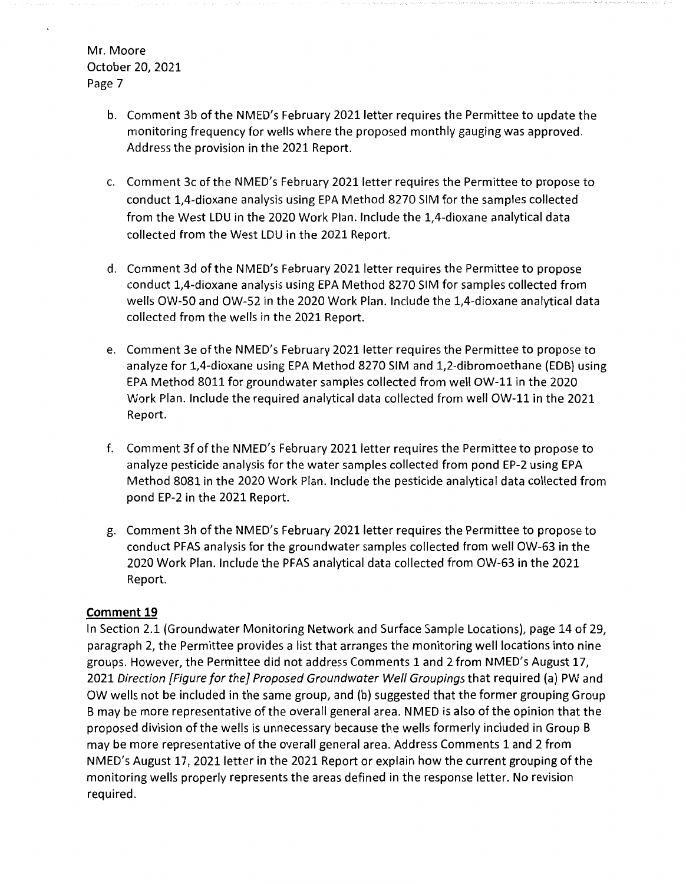b. Comment 3b of the NMED's February 2021 letter requires the Permittee to update the monitoring frequency for wells where the proposed monthly gauging was approved. Address the provision in the 2021 Report.

c. Comment 3c of the NMED's February 2021 letter requires the Permittee to propose to conduct 1,4-dioxane analysis using EPA Method 8270 SIM for the samples collected from the West LDU in the 2020 Work Plan. Include the 1,4-dioxane analytical data collected from the West LDU in the 2021 Report.

d. Comment 3d of the NMED's February 2021 letter requires the Permittee to propose conduct 1,4-dioxane analysis using EPA Method 8270 SIM for samples collected from wells OW-50 and OW-52 in the 2020 Work Plan. Include the 1,4-dioxane analytical data collected from the wells in the 2021 Report.

e. Comment 3e of the NMED's February 2021 letter requires the Permittee to propose to analyze for 1,4-dioxane using EPA Method 8270 SIM and 1,2-dibromoethane (EDB) using EPA Method 8011 for groundwater samples collected from well OW-11 in the 2020 Work Plan. Include the required analytical data collected from well OW-11 in the 2021 Report.

f. Comment 3f of the NMED's February 2021 letter requires the Permittee to propose to analyze pesticide analysis for the water samples collected from pond EP-2 using EPA Method 8081 in the 2020 Work Plan. Include the pesticide analytical data collected from pond EP-2 in the 2021 Report.

g. Comment 3h of the NMED's February 2021 letter requires the Permittee to propose to conduct PFAS analysis for the groundwater samples collected from well OW-63 in the 2020 Work Plan. Include the PFAS analytical data collected from OW-63 in the 2021 Report.

**Comment 19**

In Section 2.1 (Groundwater Monitoring Network and Surface Sample Locations), page 14 of 29, paragraph 2, the Permittee provides a list that arranges the monitoring well locations into nine groups. However, the Permittee did not address Comments 1 and 2 from NMED's August 17, 2021 *Direction [Figure for the] Proposed Groundwater Well Groupings* that required (a) PW and OW wells not be included in the same group, and (b) suggested that the former grouping Group B may be more representative of the overall general area. NMED is also of the opinion that the proposed division of the wells is unnecessary because the wells formerly included in Group B may be more representative of the overall general area. Address Comments 1 and 2 from NMED's August 17, 2021 letter in the 2021 Report or explain how the current grouping of the monitoring wells properly represents the areas defined in the response letter. No revision required.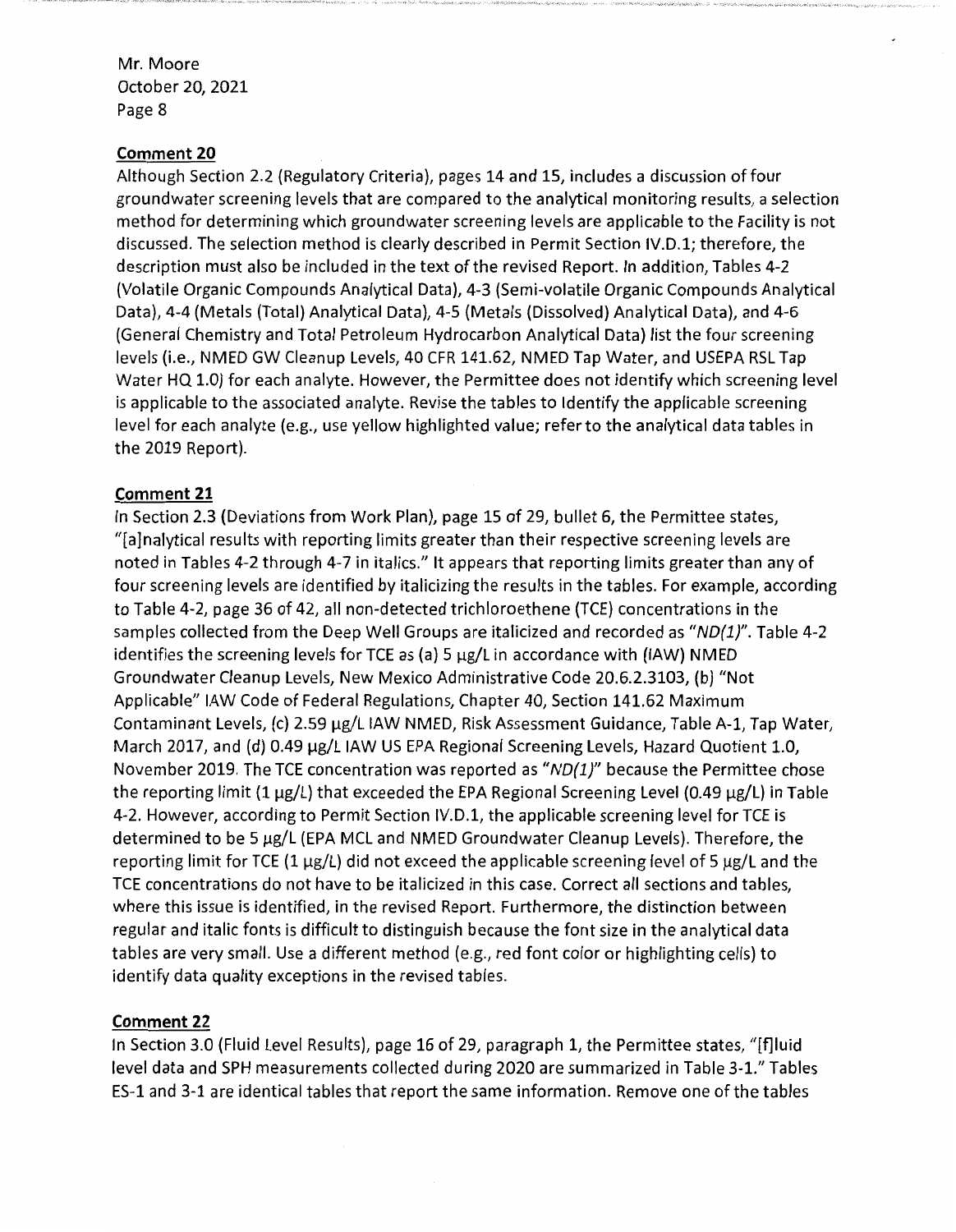**Comment 20**

Although Section 2.2 (Regulatory Criteria), pages 14 and 15, includes a discussion of four groundwater screening levels that are compared to the analytical monitoring results, a selection method for determining which groundwater screening levels are applicable to the Facility is not discussed. The selection method is clearly described in Permit Section IV.D.1; therefore, the description must also be included in the text of the revised Report. In addition, Tables 4-2 (Volatile Organic Compounds Analytical Data), 4-3 (Semi-volatile Organic Compounds Analytical Data), 4-4 (Metals (Total) Analytical Data), 4-5 (Metals (Dissolved) Analytical Data), and 4-6 (General Chemistry and Total Petroleum Hydrocarbon Analytical Data) list the four screening levels (i.e., NMED GW Cleanup Levels, 40 CFR 141.62, NMED Tap Water, and USEPA RSL Tap Water HQ 1.0) for each analyte. However, the Permittee does not identify which screening level is applicable to the associated analyte. Revise the tables to identify the applicable screening level for each analyte (e.g., use yellow highlighted value; refer to the analytical data tables in the 2019 Report).

**Comment 21**

In Section 2.3 (Deviations from Work Plan), page 15 of 29, bullet 6, the Permittee states, "[a]nalytical results with reporting limits greater than their respective screening levels are noted in Tables 4-2 through 4-7 in italics." It appears that reporting limits greater than any of four screening levels are identified by italicizing the results in the tables. For example, according to Table 4-2, page 36 of 42, all non-detected trichloroethene (TCE) concentrations in the samples collected from the Deep Well Groups are italicized and recorded as "*ND(1)*". Table 4-2 identifies the screening levels for TCE as (a) 5 µg/L in accordance with (IAW) NMED Groundwater Cleanup Levels, New Mexico Administrative Code 20.6.2.3103, (b) "Not Applicable" IAW Code of Federal Regulations, Chapter 40, Section 141.62 Maximum Contaminant Levels, (c) 2.59 µg/L IAW NMED, Risk Assessment Guidance, Table A-1, Tap Water, March 2017, and (d) 0.49 µg/L IAW US EPA Regional Screening Levels, Hazard Quotient 1.0, November 2019. The TCE concentration was reported as "*ND(1)*" because the Permittee chose the reporting limit (1 µg/L) that exceeded the EPA Regional Screening Level (0.49 µg/L) in Table 4-2. However, according to Permit Section IV.D.1, the applicable screening level for TCE is determined to be 5 µg/L (EPA MCL and NMED Groundwater Cleanup Levels). Therefore, the reporting limit for TCE (1 µg/L) did not exceed the applicable screening level of 5 µg/L and the TCE concentrations do not have to be italicized in this case. Correct all sections and tables, where this issue is identified, in the revised Report. Furthermore, the distinction between regular and italic fonts is difficult to distinguish because the font size in the analytical data tables are very small. Use a different method (e.g., red font color or highlighting cells) to identify data quality exceptions in the revised tables.

**Comment 22**

In Section 3.0 (Fluid Level Results), page 16 of 29, paragraph 1, the Permittee states, "[f]luid level data and SPH measurements collected during 2020 are summarized in Table 3-1." Tables ES-1 and 3-1 are identical tables that report the same information. Remove one of the tables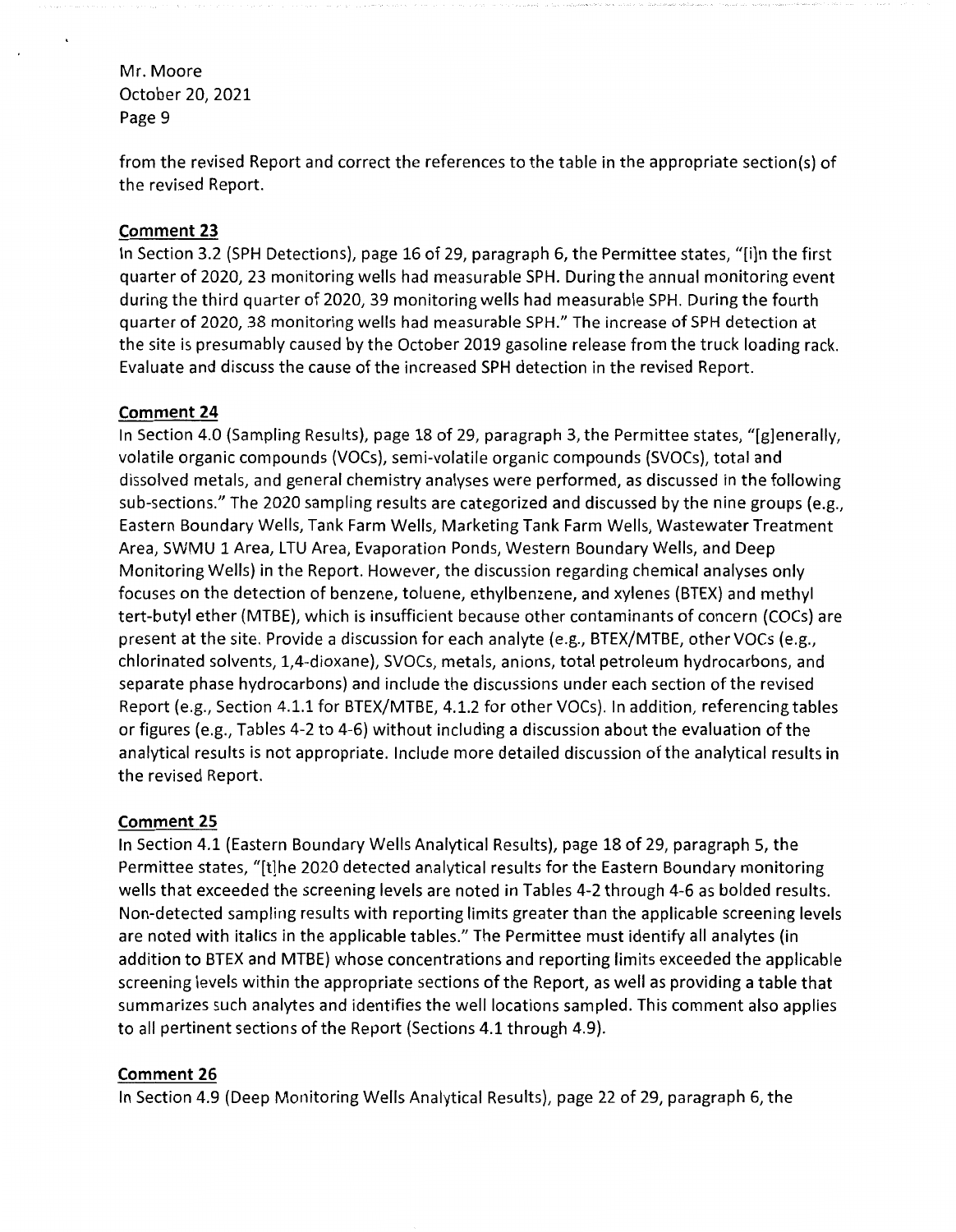from the revised Report and correct the references to the table in the appropriate section(s) of the revised Report.

**Comment 23**

In Section 3.2 (SPH Detections), page 16 of 29, paragraph 6, the Permittee states, "[i]n the first quarter of 2020, 23 monitoring wells had measurable SPH. During the annual monitoring event during the third quarter of 2020, 39 monitoring wells had measurable SPH. During the fourth quarter of 2020, 38 monitoring wells had measurable SPH." The increase of SPH detection at the site is presumably caused by the October 2019 gasoline release from the truck loading rack. Evaluate and discuss the cause of the increased SPH detection in the revised Report.

**Comment 24**

In Section 4.0 (Sampling Results), page 18 of 29, paragraph 3, the Permittee states, "[g]enerally, volatile organic compounds (VOCs), semi-volatile organic compounds (SVOCs), total and dissolved metals, and general chemistry analyses were performed, as discussed in the following sub-sections." The 2020 sampling results are categorized and discussed by the nine groups (e.g., Eastern Boundary Wells, Tank Farm Wells, Marketing Tank Farm Wells, Wastewater Treatment Area, SWMU 1 Area, LTU Area, Evaporation Ponds, Western Boundary Wells, and Deep Monitoring Wells) in the Report. However, the discussion regarding chemical analyses only focuses on the detection of benzene, toluene, ethylbenzene, and xylenes (BTEX) and methyl tert-butyl ether (MTBE), which is insufficient because other contaminants of concern (COCs) are present at the site. Provide a discussion for each analyte (e.g., BTEX/MTBE, other VOCs (e.g., chlorinated solvents, 1,4-dioxane), SVOCs, metals, anions, total petroleum hydrocarbons, and separate phase hydrocarbons) and include the discussions under each section of the revised Report (e.g., Section 4.1.1 for BTEX/MTBE, 4.1.2 for other VOCs). In addition, referencing tables or figures (e.g., Tables 4-2 to 4-6) without including a discussion about the evaluation of the analytical results is not appropriate. Include more detailed discussion of the analytical results in the revised Report.

**Comment 25**

In Section 4.1 (Eastern Boundary Wells Analytical Results), page 18 of 29, paragraph 5, the Permittee states, "[t]he 2020 detected analytical results for the Eastern Boundary monitoring wells that exceeded the screening levels are noted in Tables 4-2 through 4-6 as bolded results. Non-detected sampling results with reporting limits greater than the applicable screening levels are noted with italics in the applicable tables." The Permittee must identify all analytes (in addition to BTEX and MTBE) whose concentrations and reporting limits exceeded the applicable screening levels within the appropriate sections of the Report, as well as providing a table that summarizes such analytes and identifies the well locations sampled. This comment also applies to all pertinent sections of the Report (Sections 4.1 through 4.9).

**Comment 26**

In Section 4.9 (Deep Monitoring Wells Analytical Results), page 22 of 29, paragraph 6, the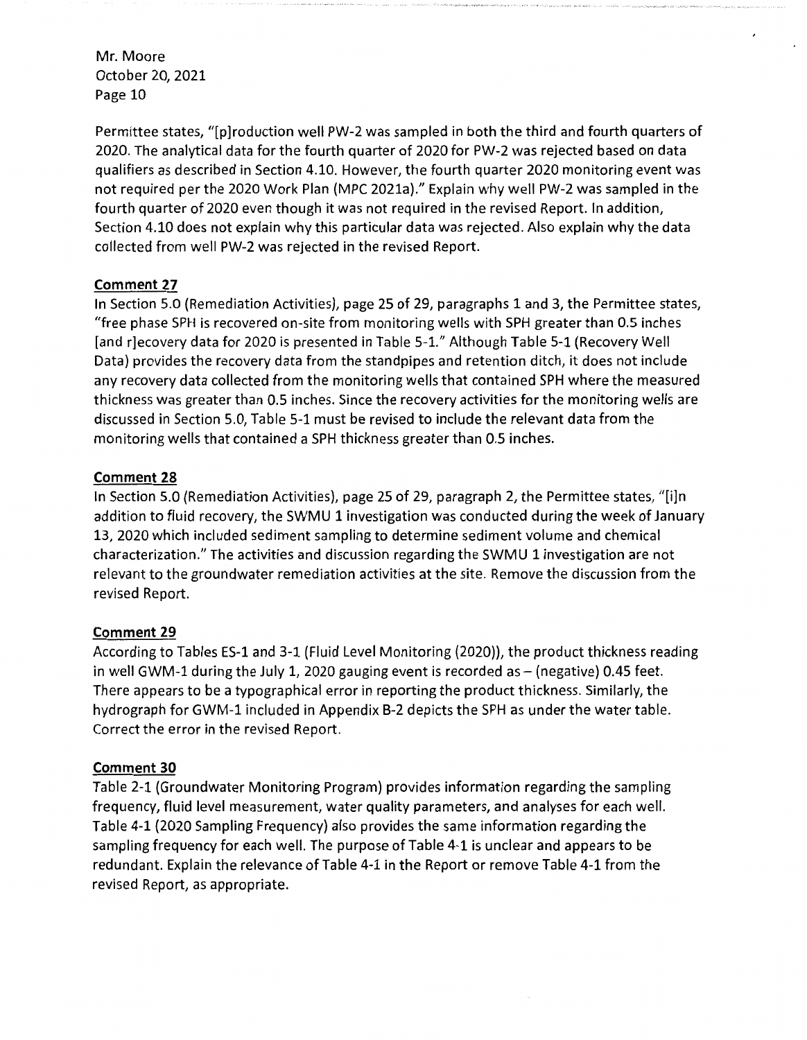Permittee states, "[p]roduction well PW-2 was sampled in both the third and fourth quarters of 2020. The analytical data for the fourth quarter of 2020 for PW-2 was rejected based on data qualifiers as described in Section 4.10. However, the fourth quarter 2020 monitoring event was not required per the 2020 Work Plan (MPC 2021a)." Explain why well PW-2 was sampled in the fourth quarter of 2020 even though it was not required in the revised Report. In addition, Section 4.10 does not explain why this particular data was rejected. Also explain why the data collected from well PW-2 was rejected in the revised Report.

**Comment 27**

In Section 5.0 (Remediation Activities), page 25 of 29, paragraphs 1 and 3, the Permittee states, "free phase SPH is recovered on-site from monitoring wells with SPH greater than 0.5 inches [and r]ecovery data for 2020 is presented in Table 5-1." Although Table 5-1 (Recovery Well Data) provides the recovery data from the standpipes and retention ditch, it does not include any recovery data collected from the monitoring wells that contained SPH where the measured thickness was greater than 0.5 inches. Since the recovery activities for the monitoring wells are discussed in Section 5.0, Table 5-1 must be revised to include the relevant data from the monitoring wells that contained a SPH thickness greater than 0.5 inches.

**Comment 28**

In Section 5.0 (Remediation Activities), page 25 of 29, paragraph 2, the Permittee states, "[i]n addition to fluid recovery, the SWMU 1 investigation was conducted during the week of January 13, 2020 which included sediment sampling to determine sediment volume and chemical characterization." The activities and discussion regarding the SWMU 1 investigation are not relevant to the groundwater remediation activities at the site. Remove the discussion from the revised Report.

**Comment 29**

According to Tables ES-1 and 3-1 (Fluid Level Monitoring (2020)), the product thickness reading in well GWM-1 during the July 1, 2020 gauging event is recorded as – (negative) 0.45 feet. There appears to be a typographical error in reporting the product thickness. Similarly, the hydrograph for GWM-1 included in Appendix B-2 depicts the SPH as under the water table. Correct the error in the revised Report.

**Comment 30**

Table 2-1 (Groundwater Monitoring Program) provides information regarding the sampling frequency, fluid level measurement, water quality parameters, and analyses for each well. Table 4-1 (2020 Sampling Frequency) also provides the same information regarding the sampling frequency for each well. The purpose of Table 4-1 is unclear and appears to be redundant. Explain the relevance of Table 4-1 in the Report or remove Table 4-1 from the revised Report, as appropriate.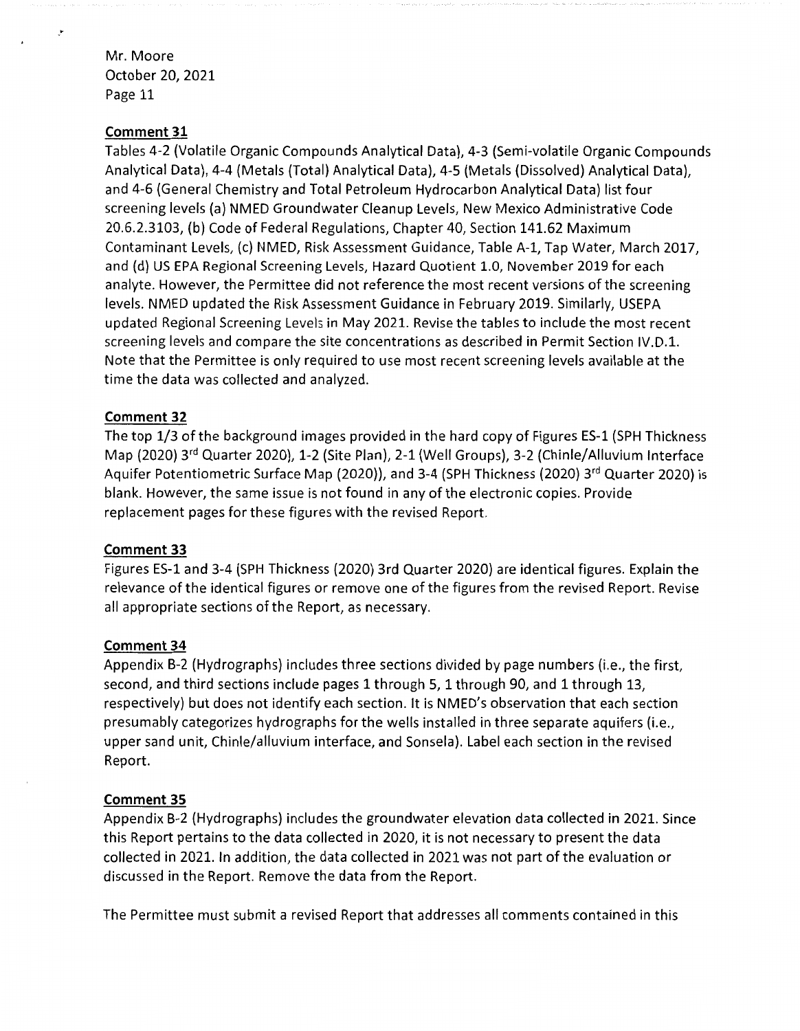**Comment 31**

Tables 4-2 (Volatile Organic Compounds Analytical Data), 4-3 (Semi-volatile Organic Compounds Analytical Data), 4-4 (Metals (Total) Analytical Data), 4-5 (Metals (Dissolved) Analytical Data), and 4-6 (General Chemistry and Total Petroleum Hydrocarbon Analytical Data) list four screening levels (a) NMED Groundwater Cleanup Levels, New Mexico Administrative Code 20.6.2.3103, (b) Code of Federal Regulations, Chapter 40, Section 141.62 Maximum Contaminant Levels, (c) NMED, Risk Assessment Guidance, Table A-1, Tap Water, March 2017, and (d) US EPA Regional Screening Levels, Hazard Quotient 1.0, November 2019 for each analyte. However, the Permittee did not reference the most recent versions of the screening levels. NMED updated the Risk Assessment Guidance in February 2019. Similarly, USEPA updated Regional Screening Levels in May 2021. Revise the tables to include the most recent screening levels and compare the site concentrations as described in Permit Section IV.D.1. Note that the Permittee is only required to use most recent screening levels available at the time the data was collected and analyzed.

**Comment 32**

The top 1/3 of the background images provided in the hard copy of Figures ES-1 (SPH Thickness Map (2020) 3rd Quarter 2020), 1-2 (Site Plan), 2-1 (Well Groups), 3-2 (Chinle/Alluvium Interface Aquifer Potentiometric Surface Map (2020)), and 3-4 (SPH Thickness (2020) 3rd Quarter 2020) is blank. However, the same issue is not found in any of the electronic copies. Provide replacement pages for these figures with the revised Report.

**Comment 33**

Figures ES-1 and 3-4 (SPH Thickness (2020) 3rd Quarter 2020) are identical figures. Explain the relevance of the identical figures or remove one of the figures from the revised Report. Revise all appropriate sections of the Report, as necessary.

**Comment 34**

Appendix B-2 (Hydrographs) includes three sections divided by page numbers (i.e., the first, second, and third sections include pages 1 through 5, 1 through 90, and 1 through 13, respectively) but does not identify each section. It is NMED's observation that each section presumably categorizes hydrographs for the wells installed in three separate aquifers (i.e., upper sand unit, Chinle/alluvium interface, and Sonsela). Label each section in the revised Report.

**Comment 35**

Appendix B-2 (Hydrographs) includes the groundwater elevation data collected in 2021. Since this Report pertains to the data collected in 2020, it is not necessary to present the data collected in 2021. In addition, the data collected in 2021 was not part of the evaluation or discussed in the Report. Remove the data from the Report.

The Permittee must submit a revised Report that addresses all comments contained in this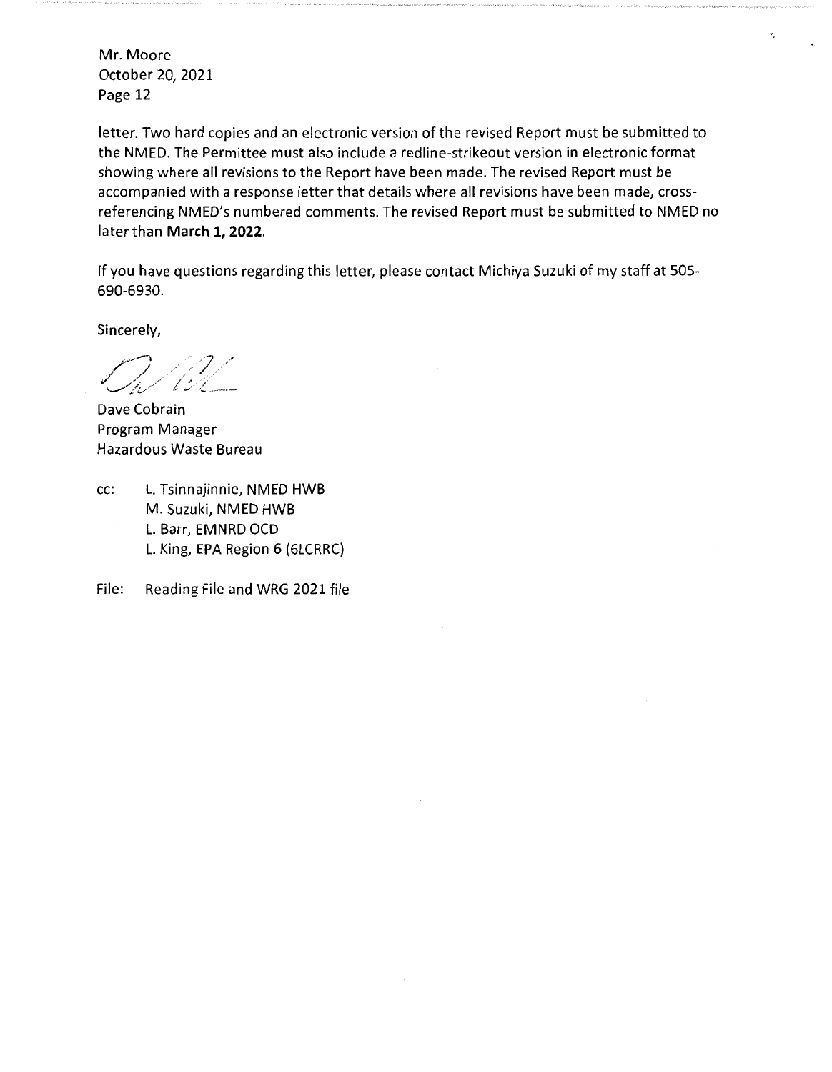letter. Two hard copies and an electronic version of the revised Report must be submitted to the NMED. The Permittee must also include a redline-strikeout version in electronic format showing where all revisions to the Report have been made. The revised Report must be accompanied with a response letter that details where all revisions have been made, cross-referencing NMED's numbered comments. The revised Report must be submitted to NMED no later than **March 1, 2022**.

If you have questions regarding this letter, please contact Michiya Suzuki of my staff at 505-690-6930.

Sincerely,

Dave Cobrain
Program Manager
Hazardous Waste Bureau

cc: L. Tsinnajinnie, NMED HWB
M. Suzuki, NMED HWB
L. Barr, EMNRD OCD
L. King, EPA Region 6 (6LCRRC)

File: Reading File and WRG 2021 file